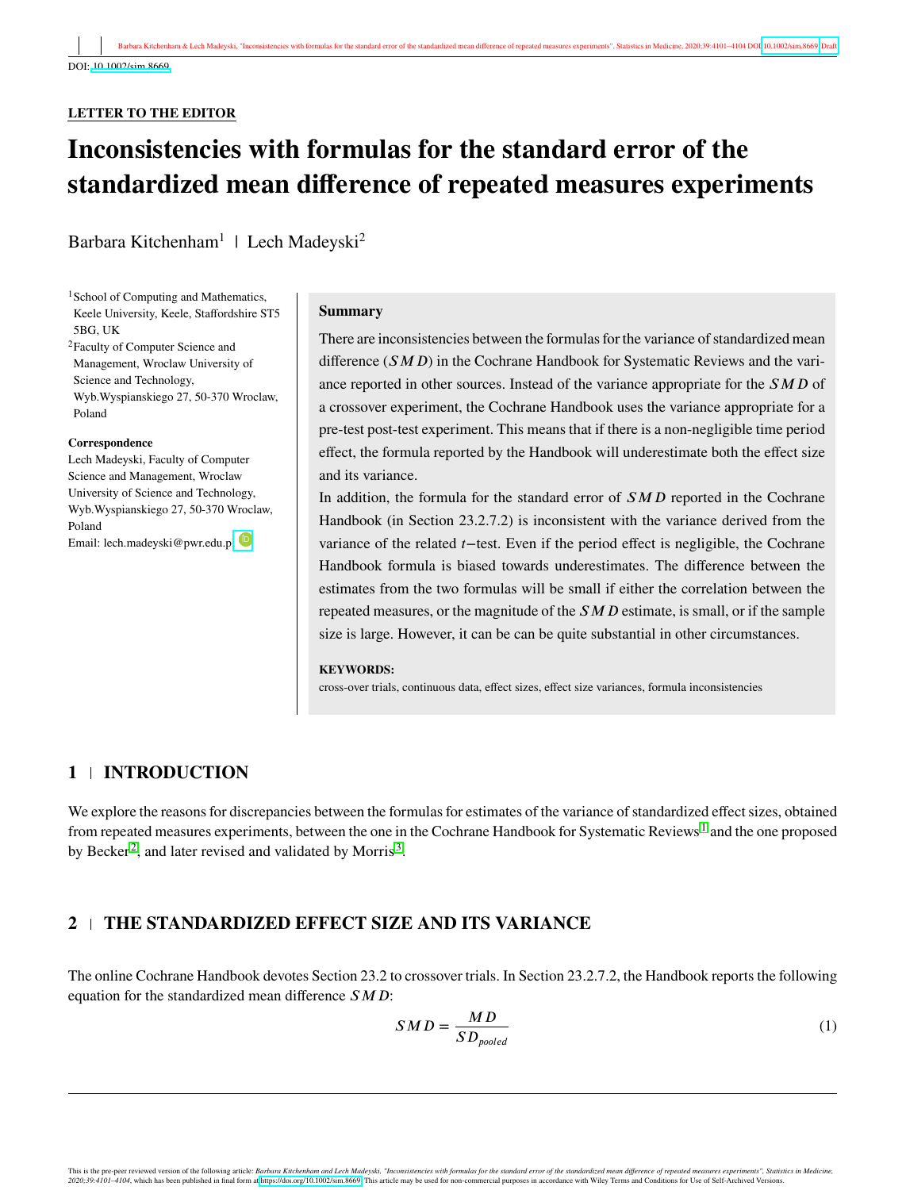DOI: 10.1002/sim.8669

**LETTER TO THE EDITOR**

# Inconsistencies with formulas for the standard error of the standardized mean difference of repeated measures experiments

Barbara Kitchenham[1] | Lech Madeyski[2]

[1]School of Computing and Mathematics, Keele University, Keele, Staffordshire ST5 5BG, UK

[2]Faculty of Computer Science and Management, Wroclaw University of Science and Technology, Wyb.Wyspianskiego 27, 50-370 Wroclaw, Poland

**Correspondence**

Lech Madeyski, Faculty of Computer Science and Management, Wroclaw University of Science and Technology, Wyb.Wyspianskiego 27, 50-370 Wroclaw, Poland

Email: lech.madeyski@pwr.edu.pl

**Summary**

There are inconsistencies between the formulas for the variance of standardized mean difference ($SMD$) in the Cochrane Handbook for Systematic Reviews and the variance reported in other sources. Instead of the variance appropriate for the $SMD$ of a crossover experiment, the Cochrane Handbook uses the variance appropriate for a pre-test post-test experiment. This means that if there is a non-negligible time period effect, the formula reported by the Handbook will underestimate both the effect size and its variance.

In addition, the formula for the standard error of $SMD$ reported in the Cochrane Handbook (in Section 23.2.7.2) is inconsistent with the variance derived from the variance of the related $t$−test. Even if the period effect is negligible, the Cochrane Handbook formula is biased towards underestimates. The difference between the estimates from the two formulas will be small if either the correlation between the repeated measures, or the magnitude of the $SMD$ estimate, is small, or if the sample size is large. However, it can be can be quite substantial in other circumstances.

**KEYWORDS:**

cross-over trials, continuous data, effect sizes, effect size variances, formula inconsistencies

## 1 | INTRODUCTION

We explore the reasons for discrepancies between the formulas for estimates of the variance of standardized effect sizes, obtained from repeated measures experiments, between the one in the Cochrane Handbook for Systematic Reviews[1] and the one proposed by Becker[2], and later revised and validated by Morris[3].

## 2 | THE STANDARDIZED EFFECT SIZE AND ITS VARIANCE

The online Cochrane Handbook devotes Section 23.2 to crossover trials. In Section 23.2.7.2, the Handbook reports the following equation for the standardized mean difference $SMD$:

$$SMD = \frac{MD}{SD_{pooled}} \tag{1}$$

This is the pre-peer reviewed version of the following article: *Barbara Kitchenham and Lech Madeyski, "Inconsistencies with formulas for the standard error of the standardized mean difference of repeated measures experiments", Statistics in Medicine, 2020;39:4101–4104*, which has been published in final form at https://doi.org/10.1002/sim.8669. This article may be used for non-commercial purposes in accordance with Wiley Terms and Conditions for Use of Self-Archived Versions.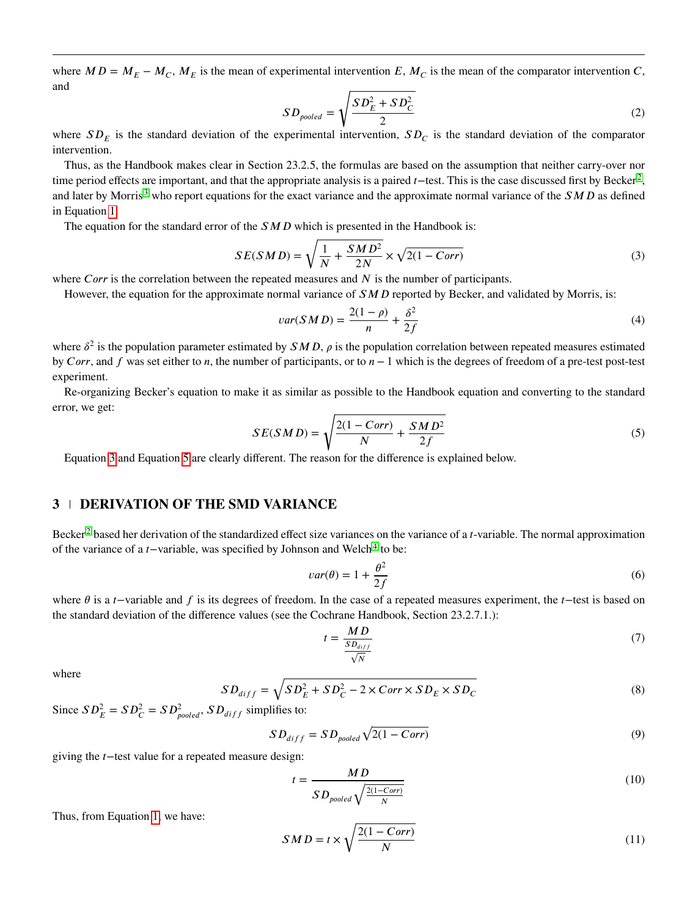where $MD = M_E - M_C$, $M_E$ is the mean of experimental intervention $E$, $M_C$ is the mean of the comparator intervention $C$, and

$$SD_{pooled} = \sqrt{\frac{SD_E^2 + SD_C^2}{2}} \tag{2}$$

where $SD_E$ is the standard deviation of the experimental intervention, $SD_C$ is the standard deviation of the comparator intervention.

Thus, as the Handbook makes clear in Section 23.2.5, the formulas are based on the assumption that neither carry-over nor time period effects are important, and that the appropriate analysis is a paired $t-$test. This is the case discussed first by Becker[2], and later by Morris[3] who report equations for the exact variance and the approximate normal variance of the $SMD$ as defined in Equation 1.

The equation for the standard error of the $SMD$ which is presented in the Handbook is:

$$SE(SMD) = \sqrt{\frac{1}{N} + \frac{SMD^2}{2N}} \times \sqrt{2(1 - Corr)} \tag{3}$$

where $Corr$ is the correlation between the repeated measures and $N$ is the number of participants.

However, the equation for the approximate normal variance of $SMD$ reported by Becker, and validated by Morris, is:

$$var(SMD) = \frac{2(1-\rho)}{n} + \frac{\delta^2}{2f} \tag{4}$$

where $\delta^2$ is the population parameter estimated by $SMD$, $\rho$ is the population correlation between repeated measures estimated by $Corr$, and $f$ was set either to $n$, the number of participants, or to $n - 1$ which is the degrees of freedom of a pre-test post-test experiment.

Re-organizing Becker's equation to make it as similar as possible to the Handbook equation and converting to the standard error, we get:

$$SE(SMD) = \sqrt{\frac{2(1 - Corr)}{N} + \frac{SMD^2}{2f}} \tag{5}$$

Equation 3 and Equation 5 are clearly different. The reason for the difference is explained below.

## 3 | DERIVATION OF THE SMD VARIANCE

Becker[2] based her derivation of the standardized effect size variances on the variance of a $t$-variable. The normal approximation of the variance of a $t-$variable, was specified by Johnson and Welch[4] to be:

$$var(\theta) = 1 + \frac{\theta^2}{2f} \tag{6}$$

where $\theta$ is a $t-$variable and $f$ is its degrees of freedom. In the case of a repeated measures experiment, the $t-$test is based on the standard deviation of the difference values (see the Cochrane Handbook, Section 23.2.7.1.):

$$t = \frac{MD}{\frac{SD_{diff}}{\sqrt{N}}} \tag{7}$$

where

$$SD_{diff} = \sqrt{SD_E^2 + SD_C^2 - 2 \times Corr \times SD_E \times SD_C} \tag{8}$$

Since $SD_E^2 = SD_C^2 = SD_{pooled}^2$, $SD_{diff}$ simplifies to:

$$SD_{diff} = SD_{pooled}\sqrt{2(1 - Corr)} \tag{9}$$

giving the $t-$test value for a repeated measure design:

$$t = \frac{MD}{SD_{pooled}\sqrt{\frac{2(1-Corr)}{N}}} \tag{10}$$

Thus, from Equation 1, we have:

$$SMD = t \times \sqrt{\frac{2(1 - Corr)}{N}} \tag{11}$$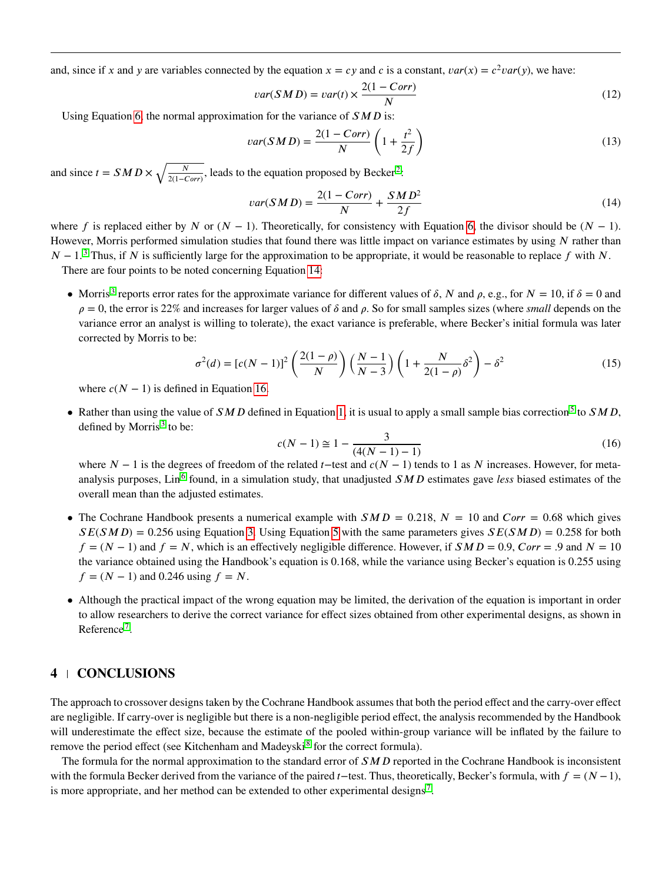and, since if $x$ and $y$ are variables connected by the equation $x = cy$ and $c$ is a constant, $var(x) = c^2 var(y)$, we have:

$$var(SMD) = var(t) \times \frac{2(1 - Corr)}{N} \tag{12}$$

Using Equation 6, the normal approximation for the variance of $SMD$ is:

$$var(SMD) = \frac{2(1 - Corr)}{N} \left(1 + \frac{t^2}{2f}\right) \tag{13}$$

and since $t = SMD \times \sqrt{\frac{N}{2(1-Corr)}}$, leads to the equation proposed by Becker[2]:

$$var(SMD) = \frac{2(1 - Corr)}{N} + \frac{SMD^2}{2f} \tag{14}$$

where $f$ is replaced either by $N$ or $(N - 1)$. Theoretically, for consistency with Equation 6, the divisor should be $(N - 1)$. However, Morris performed simulation studies that found there was little impact on variance estimates by using $N$ rather than $N - 1$.[3] Thus, if $N$ is sufficiently large for the approximation to be appropriate, it would be reasonable to replace $f$ with $N$.

There are four points to be noted concerning Equation 14:

- Morris[3] reports error rates for the approximate variance for different values of $\delta$, $N$ and $\rho$, e.g., for $N = 10$, if $\delta = 0$ and $\rho = 0$, the error is 22% and increases for larger values of $\delta$ and $\rho$. So for small samples sizes (where *small* depends on the variance error an analyst is willing to tolerate), the exact variance is preferable, where Becker's initial formula was later corrected by Morris to be:

$$\sigma^2(d) = [c(N-1)]^2 \left(\frac{2(1-\rho)}{N}\right) \left(\frac{N-1}{N-3}\right) \left(1 + \frac{N}{2(1-\rho)}\delta^2\right) - \delta^2 \tag{15}$$

  where $c(N - 1)$ is defined in Equation 16.

- Rather than using the value of $SMD$ defined in Equation 1, it is usual to apply a small sample bias correction[5] to $SMD$, defined by Morris[3] to be:

$$c(N-1) \cong 1 - \frac{3}{(4(N-1)-1)} \tag{16}$$

  where $N - 1$ is the degrees of freedom of the related $t$−test and $c(N - 1)$ tends to 1 as $N$ increases. However, for meta-analysis purposes, Lin[6] found, in a simulation study, that unadjusted $SMD$ estimates gave *less* biased estimates of the overall mean than the adjusted estimates.

- The Cochrane Handbook presents a numerical example with $SMD = 0.218$, $N = 10$ and $Corr = 0.68$ which gives $SE(SMD) = 0.256$ using Equation 3. Using Equation 5 with the same parameters gives $SE(SMD) = 0.258$ for both $f = (N - 1)$ and $f = N$, which is an effectively negligible difference. However, if $SMD = 0.9$, $Corr = .9$ and $N = 10$ the variance obtained using the Handbook's equation is 0.168, while the variance using Becker's equation is 0.255 using $f = (N - 1)$ and 0.246 using $f = N$.

- Although the practical impact of the wrong equation may be limited, the derivation of the equation is important in order to allow researchers to derive the correct variance for effect sizes obtained from other experimental designs, as shown in Reference[7].

## 4 | CONCLUSIONS

The approach to crossover designs taken by the Cochrane Handbook assumes that both the period effect and the carry-over effect are negligible. If carry-over is negligible but there is a non-negligible period effect, the analysis recommended by the Handbook will underestimate the effect size, because the estimate of the pooled within-group variance will be inflated by the failure to remove the period effect (see Kitchenham and Madeyski[8] for the correct formula).

The formula for the normal approximation to the standard error of $SMD$ reported in the Cochrane Handbook is inconsistent with the formula Becker derived from the variance of the paired $t$−test. Thus, theoretically, Becker's formula, with $f = (N-1)$, is more appropriate, and her method can be extended to other experimental designs[7].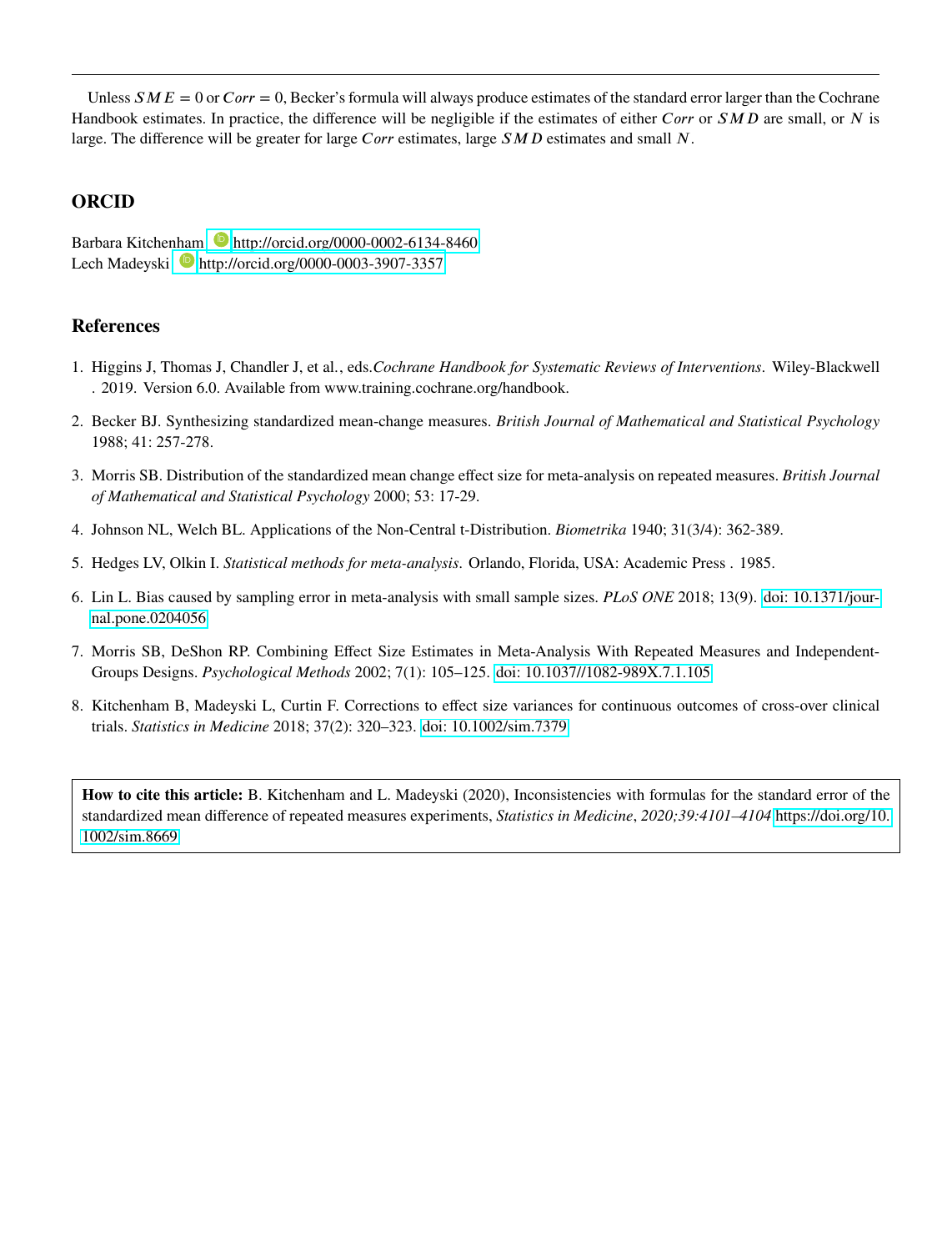Unless $SME = 0$ or $Corr = 0$, Becker's formula will always produce estimates of the standard error larger than the Cochrane Handbook estimates. In practice, the difference will be negligible if the estimates of either $Corr$ or $SMD$ are small, or $N$ is large. The difference will be greater for large $Corr$ estimates, large $SMD$ estimates and small $N$.

## ORCID

Barbara Kitchenham http://orcid.org/0000-0002-6134-8460
Lech Madeyski http://orcid.org/0000-0003-3907-3357

## References

1. Higgins J, Thomas J, Chandler J, et al., eds.*Cochrane Handbook for Systematic Reviews of Interventions*. Wiley-Blackwell . 2019. Version 6.0. Available from www.training.cochrane.org/handbook.

2. Becker BJ. Synthesizing standardized mean-change measures. *British Journal of Mathematical and Statistical Psychology* 1988; 41: 257-278.

3. Morris SB. Distribution of the standardized mean change effect size for meta-analysis on repeated measures. *British Journal of Mathematical and Statistical Psychology* 2000; 53: 17-29.

4. Johnson NL, Welch BL. Applications of the Non-Central t-Distribution. *Biometrika* 1940; 31(3/4): 362-389.

5. Hedges LV, Olkin I. *Statistical methods for meta-analysis*. Orlando, Florida, USA: Academic Press . 1985.

6. Lin L. Bias caused by sampling error in meta-analysis with small sample sizes. *PLoS ONE* 2018; 13(9). doi: 10.1371/journal.pone.0204056

7. Morris SB, DeShon RP. Combining Effect Size Estimates in Meta-Analysis With Repeated Measures and Independent-Groups Designs. *Psychological Methods* 2002; 7(1): 105–125. doi: 10.1037//1082-989X.7.1.105

8. Kitchenham B, Madeyski L, Curtin F. Corrections to effect size variances for continuous outcomes of cross-over clinical trials. *Statistics in Medicine* 2018; 37(2): 320–323. doi: 10.1002/sim.7379

**How to cite this article:** B. Kitchenham and L. Madeyski (2020), Inconsistencies with formulas for the standard error of the standardized mean difference of repeated measures experiments, *Statistics in Medicine*, *2020;39:4101–4104* https://doi.org/10.1002/sim.8669